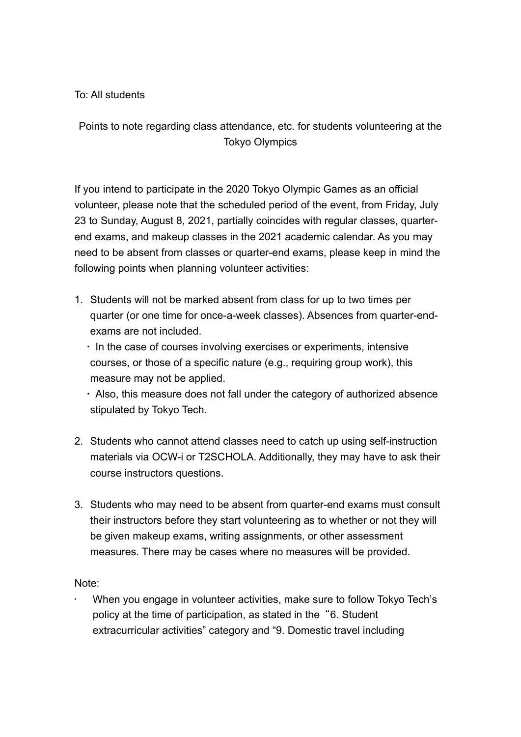To: All students

## Points to note regarding class attendance, etc. for students volunteering at the Tokyo Olympics

If you intend to participate in the 2020 Tokyo Olympic Games as an official volunteer, please note that the scheduled period of the event, from Friday, July 23 to Sunday, August 8, 2021, partially coincides with regular classes, quarter-end exams, and makeup classes in the 2021 academic calendar. As you may need to be absent from classes or quarter-end exams, please keep in mind the following points when planning volunteer activities:

1. Students will not be marked absent from class for up to two times per quarter (or one time for once-a-week classes). Absences from quarter-end-exams are not included.
   - In the case of courses involving exercises or experiments, intensive courses, or those of a specific nature (e.g., requiring group work), this measure may not be applied.
   - Also, this measure does not fall under the category of authorized absence stipulated by Tokyo Tech.

2. Students who cannot attend classes need to catch up using self-instruction materials via OCW-i or T2SCHOLA. Additionally, they may have to ask their course instructors questions.

3. Students who may need to be absent from quarter-end exams must consult their instructors before they start volunteering as to whether or not they will be given makeup exams, writing assignments, or other assessment measures. There may be cases where no measures will be provided.

Note:

- When you engage in volunteer activities, make sure to follow Tokyo Tech's policy at the time of participation, as stated in the "6. Student extracurricular activities" category and "9. Domestic travel including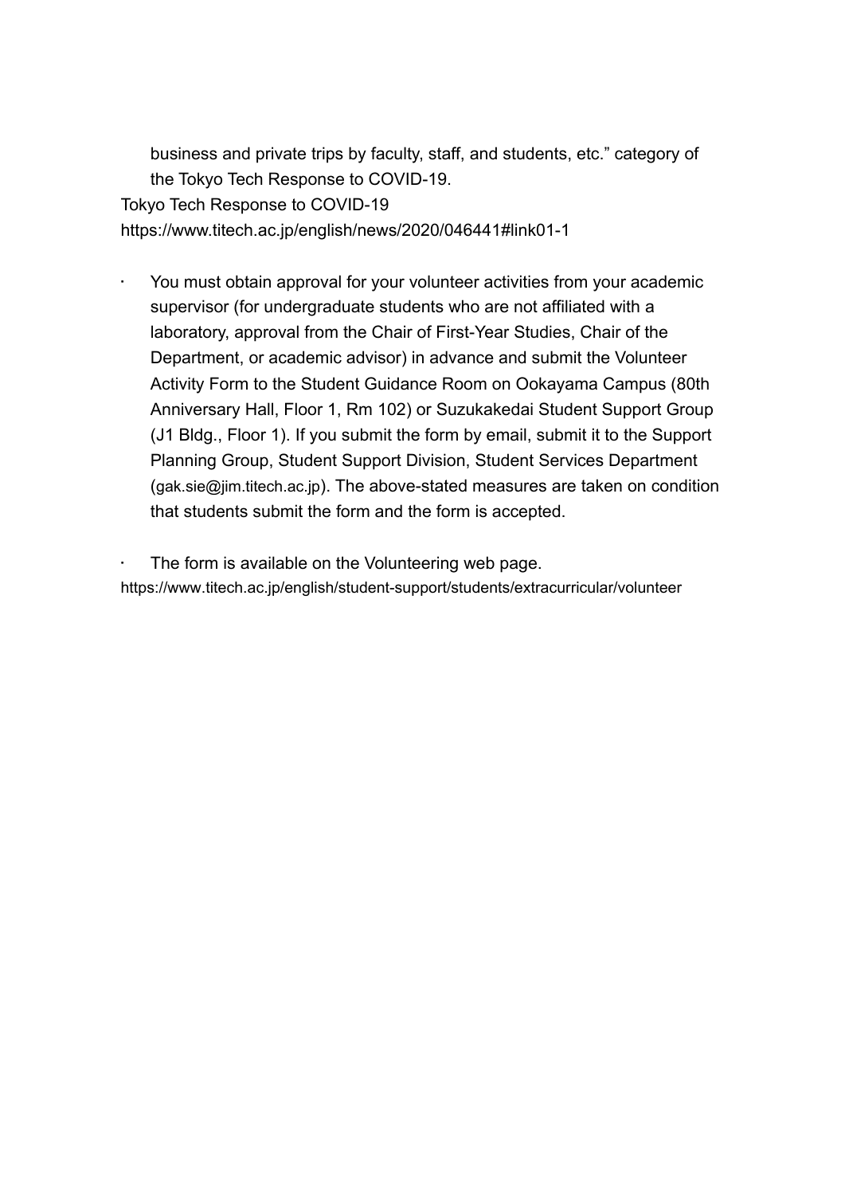business and private trips by faculty, staff, and students, etc." category of the Tokyo Tech Response to COVID-19.

Tokyo Tech Response to COVID-19
https://www.titech.ac.jp/english/news/2020/046441#link01-1

- You must obtain approval for your volunteer activities from your academic supervisor (for undergraduate students who are not affiliated with a laboratory, approval from the Chair of First-Year Studies, Chair of the Department, or academic advisor) in advance and submit the Volunteer Activity Form to the Student Guidance Room on Ookayama Campus (80th Anniversary Hall, Floor 1, Rm 102) or Suzukakedai Student Support Group (J1 Bldg., Floor 1). If you submit the form by email, submit it to the Support Planning Group, Student Support Division, Student Services Department (gak.sie@jim.titech.ac.jp). The above-stated measures are taken on condition that students submit the form and the form is accepted.

- The form is available on the Volunteering web page.

https://www.titech.ac.jp/english/student-support/students/extracurricular/volunteer